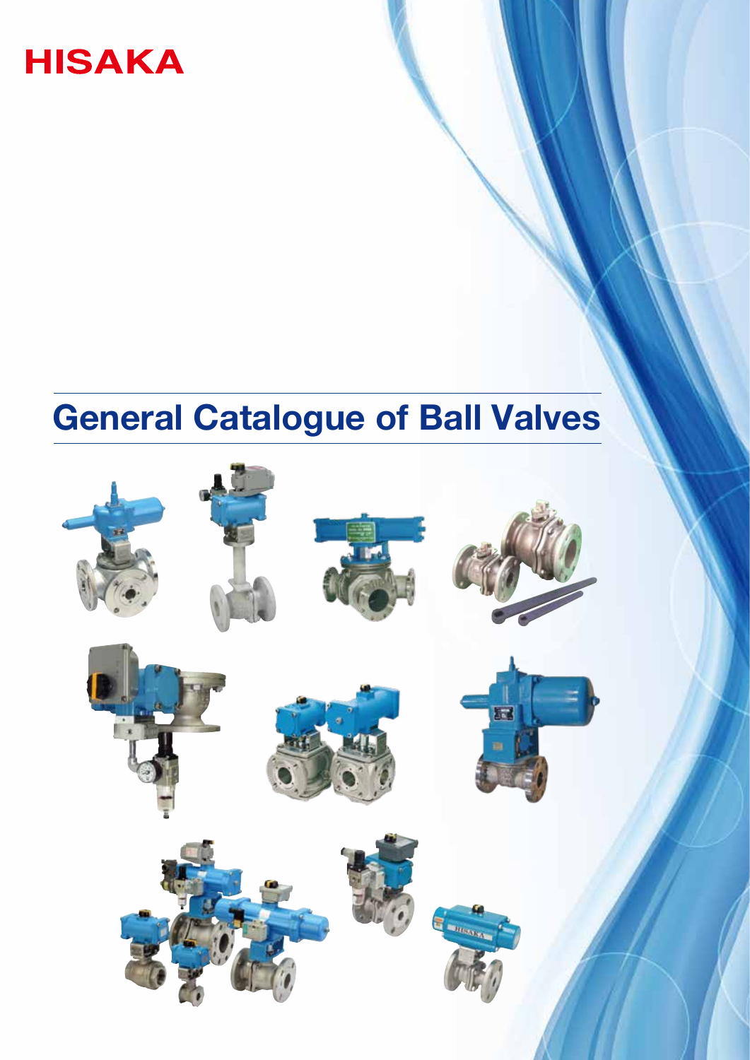HISAKA

# General Catalogue of Ball Valves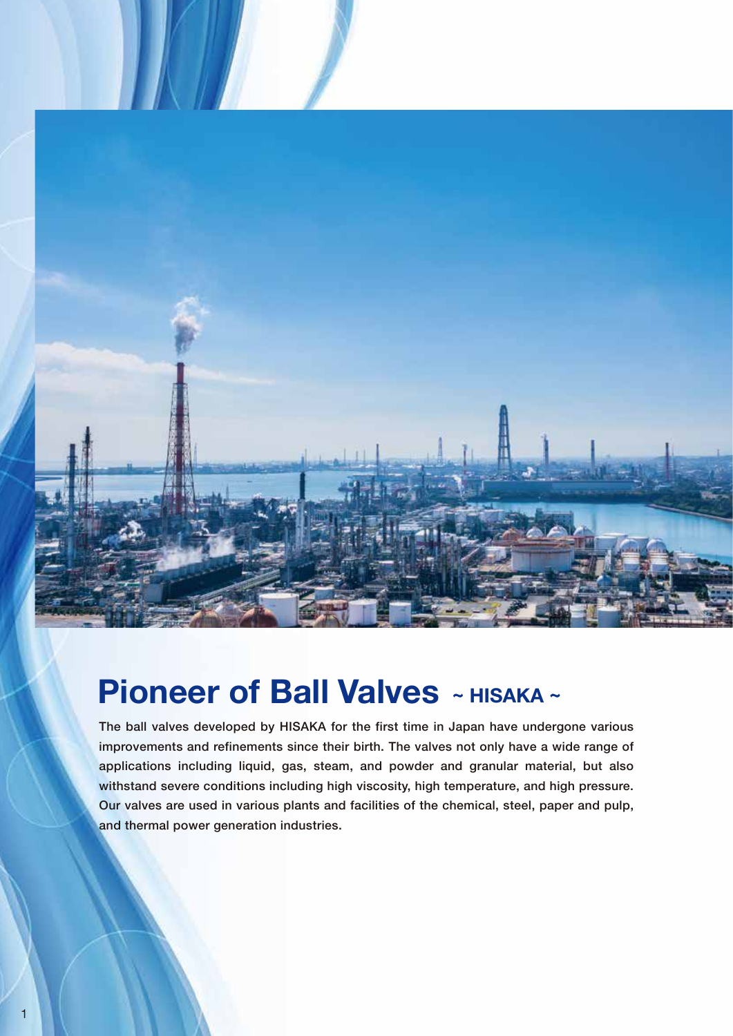# Pioneer of Ball Valves ~ HISAKA ~

The ball valves developed by HISAKA for the first time in Japan have undergone various improvements and refinements since their birth. The valves not only have a wide range of applications including liquid, gas, steam, and powder and granular material, but also withstand severe conditions including high viscosity, high temperature, and high pressure. Our valves are used in various plants and facilities of the chemical, steel, paper and pulp, and thermal power generation industries.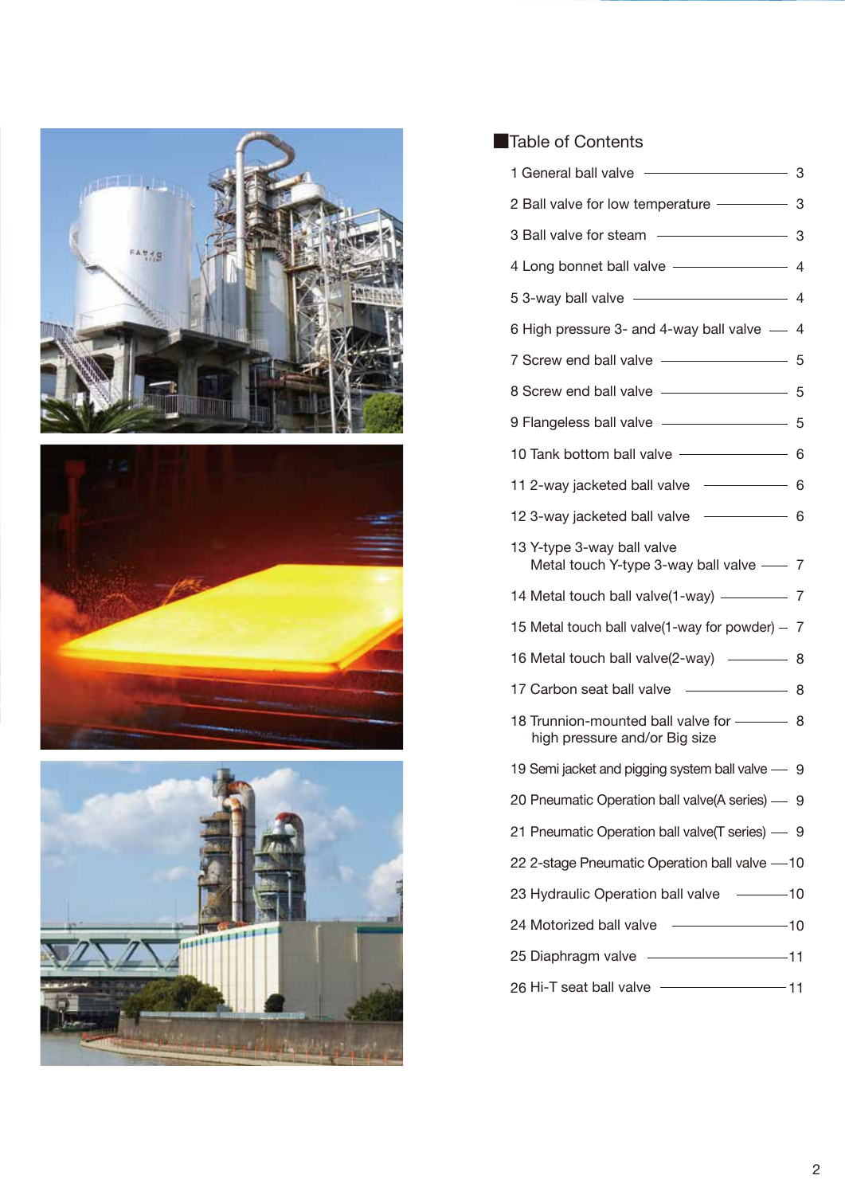## Table of Contents

| Item | Page |
|---|---|
| 1 General ball valve | 3 |
| 2 Ball valve for low temperature | 3 |
| 3 Ball valve for steam | 3 |
| 4 Long bonnet ball valve | 4 |
| 5 3-way ball valve | 4 |
| 6 High pressure 3- and 4-way ball valve | 4 |
| 7 Screw end ball valve | 5 |
| 8 Screw end ball valve | 5 |
| 9 Flangeless ball valve | 5 |
| 10 Tank bottom ball valve | 6 |
| 11 2-way jacketed ball valve | 6 |
| 12 3-way jacketed ball valve | 6 |
| 13 Y-type 3-way ball valve Metal touch Y-type 3-way ball valve | 7 |
| 14 Metal touch ball valve(1-way) | 7 |
| 15 Metal touch ball valve(1-way for powder) | 7 |
| 16 Metal touch ball valve(2-way) | 8 |
| 17 Carbon seat ball valve | 8 |
| 18 Trunnion-mounted ball valve for high pressure and/or Big size | 8 |
| 19 Semi jacket and pigging system ball valve | 9 |
| 20 Pneumatic Operation ball valve(A series) | 9 |
| 21 Pneumatic Operation ball valve(T series) | 9 |
| 22 2-stage Pneumatic Operation ball valve | 10 |
| 23 Hydraulic Operation ball valve | 10 |
| 24 Motorized ball valve | 10 |
| 25 Diaphragm valve | 11 |
| 26 Hi-T seat ball valve | 11 |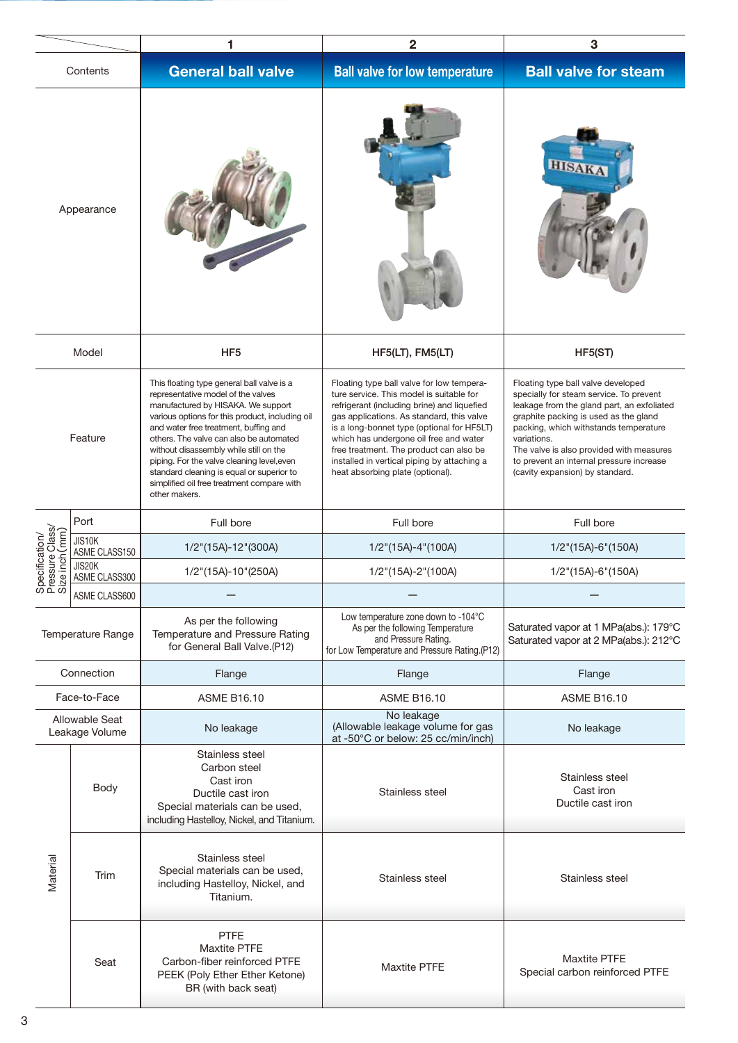| Contents | 1 General ball valve | 2 Ball valve for low temperature | 3 Ball valve for steam |
|---|---|---|---|
| Appearance | | | |
| Model | HF5 | HF5(LT), FM5(LT) | HF5(ST) |
| Feature | This floating type general ball valve is a representative model of the valves manufactured by HISAKA. We support various options for this product, including oil and water free treatment, buffing and others. The valve can also be automated without disassembly while still on the piping. For the valve cleaning level,even standard cleaning is equal or superior to simplified oil free treatment compare with other makers. | Floating type ball valve for low temperature service. This model is suitable for refrigerant (including brine) and liquefied gas applications. As standard, this valve is a long-bonnet type (optional for HF5LT) which has undergone oil free and water free treatment. The product can also be installed in vertical piping by attaching a heat absorbing plate (optional). | Floating type ball valve developed specially for steam service. To prevent leakage from the gland part, an exfoliated graphite packing is used as the gland packing, which withstands temperature variations.<br>The valve is also provided with measures to prevent an internal pressure increase (cavity expansion) by standard. |
| Specification/ Pressure Class/ Size inch(mm) — Port | Full bore | Full bore | Full bore |
| Specification/ Pressure Class/ Size inch(mm) — JIS10K ASME CLASS150 | 1/2"(15A)-12"(300A) | 1/2"(15A)-4"(100A) | 1/2"(15A)-6"(150A) |
| Specification/ Pressure Class/ Size inch(mm) — JIS20K ASME CLASS300 | 1/2"(15A)-10"(250A) | 1/2"(15A)-2"(100A) | 1/2"(15A)-6"(150A) |
| Specification/ Pressure Class/ Size inch(mm) — ASME CLASS600 | — | — | — |
| Temperature Range | As per the following Temperature and Pressure Rating for General Ball Valve.(P12) | Low temperature zone down to -104°C As per the following Temperature and Pressure Rating. for Low Temperature and Pressure Rating.(P12) | Saturated vapor at 1 MPa(abs.): 179°C<br>Saturated vapor at 2 MPa(abs.): 212°C |
| Connection | Flange | Flange | Flange |
| Face-to-Face | ASME B16.10 | ASME B16.10 | ASME B16.10 |
| Allowable Seat Leakage Volume | No leakage | No leakage (Allowable leakage volume for gas at -50°C or below: 25 cc/min/inch) | No leakage |
| Material — Body | Stainless steel<br>Carbon steel<br>Cast iron<br>Ductile cast iron<br>Special materials can be used, including Hastelloy, Nickel, and Titanium. | Stainless steel | Stainless steel<br>Cast iron<br>Ductile cast iron |
| Material — Trim | Stainless steel<br>Special materials can be used, including Hastelloy, Nickel, and Titanium. | Stainless steel | Stainless steel |
| Material — Seat | PTFE<br>Maxtite PTFE<br>Carbon-fiber reinforced PTFE<br>PEEK (Poly Ether Ether Ketone)<br>BR (with back seat) | Maxtite PTFE | Maxtite PTFE<br>Special carbon reinforced PTFE |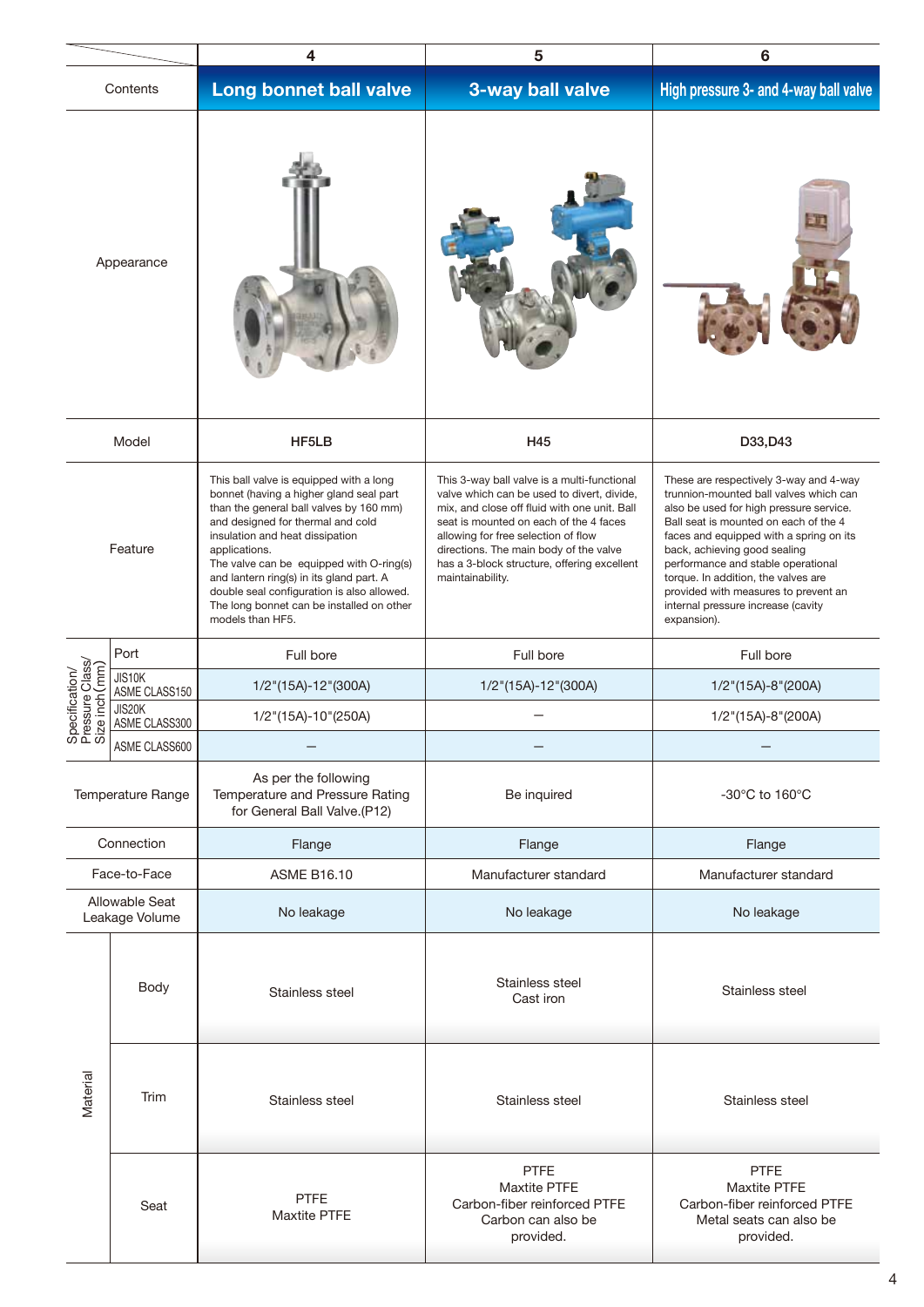| | | 4 | 5 | 6 |
|---|---|---|---|---|
| Contents | | **Long bonnet ball valve** | **3-way ball valve** | **High pressure 3- and 4-way ball valve** |
| Appearance | | | | |
| Model | | HF5LB | H45 | D33,D43 |
| Feature | | This ball valve is equipped with a long bonnet (having a higher gland seal part than the general ball valves by 160 mm) and designed for thermal and cold insulation and heat dissipation applications. The valve can be equipped with O-ring(s) and lantern ring(s) in its gland part. A double seal configuration is also allowed. The long bonnet can be installed on other models than HF5. | This 3-way ball valve is a multi-functional valve which can be used to divert, divide, mix, and close off fluid with one unit. Ball seat is mounted on each of the 4 faces allowing for free selection of flow directions. The main body of the valve has a 3-block structure, offering excellent maintainability. | These are respectively 3-way and 4-way trunnion-mounted ball valves which can also be used for high pressure service. Ball seat is mounted on each of the 4 faces and equipped with a spring on its back, achieving good sealing performance and stable operational torque. In addition, the valves are provided with measures to prevent an internal pressure increase (cavity expansion). |
| Specification/ Pressure Class/ Size inch (mm) | Port | Full bore | Full bore | Full bore |
| | JIS10K ASME CLASS150 | 1/2"(15A)-12"(300A) | 1/2"(15A)-12"(300A) | 1/2"(15A)-8"(200A) |
| | JIS20K ASME CLASS300 | 1/2"(15A)-10"(250A) | – | 1/2"(15A)-8"(200A) |
| | ASME CLASS600 | – | – | – |
| Temperature Range | | As per the following Temperature and Pressure Rating for General Ball Valve.(P12) | Be inquired | -30°C to 160°C |
| Connection | | Flange | Flange | Flange |
| Face-to-Face | | ASME B16.10 | Manufacturer standard | Manufacturer standard |
| Allowable Seat Leakage Volume | | No leakage | No leakage | No leakage |
| Material | Body | Stainless steel | Stainless steel<br>Cast iron | Stainless steel |
| | Trim | Stainless steel | Stainless steel | Stainless steel |
| | Seat | PTFE<br>Maxtite PTFE | PTFE<br>Maxtite PTFE<br>Carbon-fiber reinforced PTFE<br>Carbon can also be provided. | PTFE<br>Maxtite PTFE<br>Carbon-fiber reinforced PTFE<br>Metal seats can also be provided. |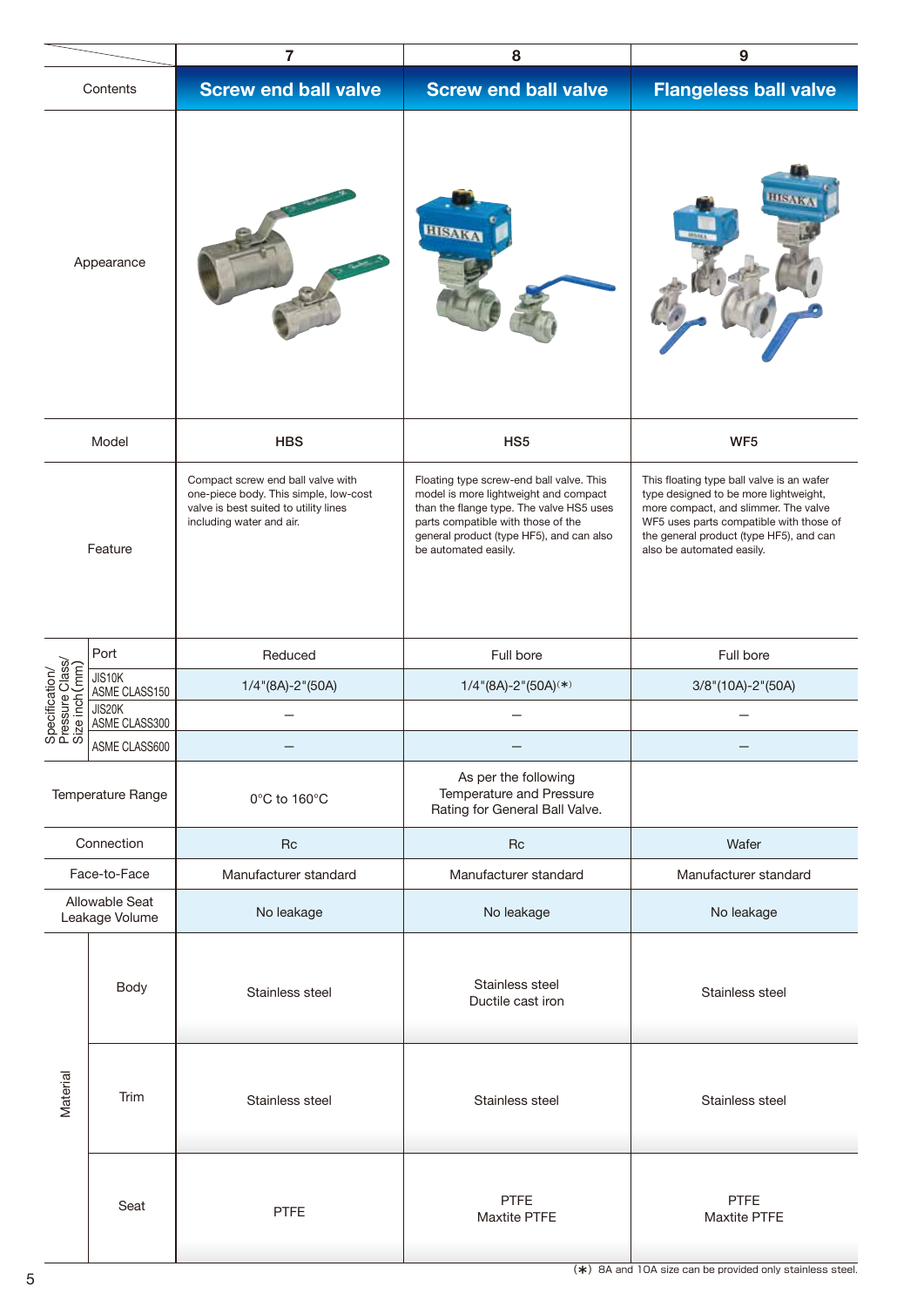| | | 7 | 8 | 9 |
|---|---|---|---|---|
| Contents | | Screw end ball valve | Screw end ball valve | Flangeless ball valve |
| Appearance | | | | |
| Model | | HBS | HS5 | WF5 |
| Feature | | Compact screw end ball valve with one-piece body. This simple, low-cost valve is best suited to utility lines including water and air. | Floating type screw-end ball valve. This model is more lightweight and compact than the flange type. The valve HS5 uses parts compatible with those of the general product (type HF5), and can also be automated easily. | This floating type ball valve is an wafer type designed to be more lightweight, more compact, and slimmer. The valve WF5 uses parts compatible with those of the general product (type HF5), and can also be automated easily. |
| Specification/ Pressure Class/ Size inch (mm) | Port | Reduced | Full bore | Full bore |
| | JIS10K ASME CLASS150 | 1/4"(8A)-2"(50A) | 1/4"(8A)-2"(50A)(*) | 3/8"(10A)-2"(50A) |
| | JIS20K ASME CLASS300 | – | – | – |
| | ASME CLASS600 | – | – | – |
| Temperature Range | | 0°C to 160°C | As per the following Temperature and Pressure Rating for General Ball Valve. | |
| Connection | | Rc | Rc | Wafer |
| Face-to-Face | | Manufacturer standard | Manufacturer standard | Manufacturer standard |
| Allowable Seat Leakage Volume | | No leakage | No leakage | No leakage |
| Material | Body | Stainless steel | Stainless steel<br>Ductile cast iron | Stainless steel |
| | Trim | Stainless steel | Stainless steel | Stainless steel |
| | Seat | PTFE | PTFE<br>Maxtite PTFE | PTFE<br>Maxtite PTFE |

(*) 8A and 10A size can be provided only stainless steel.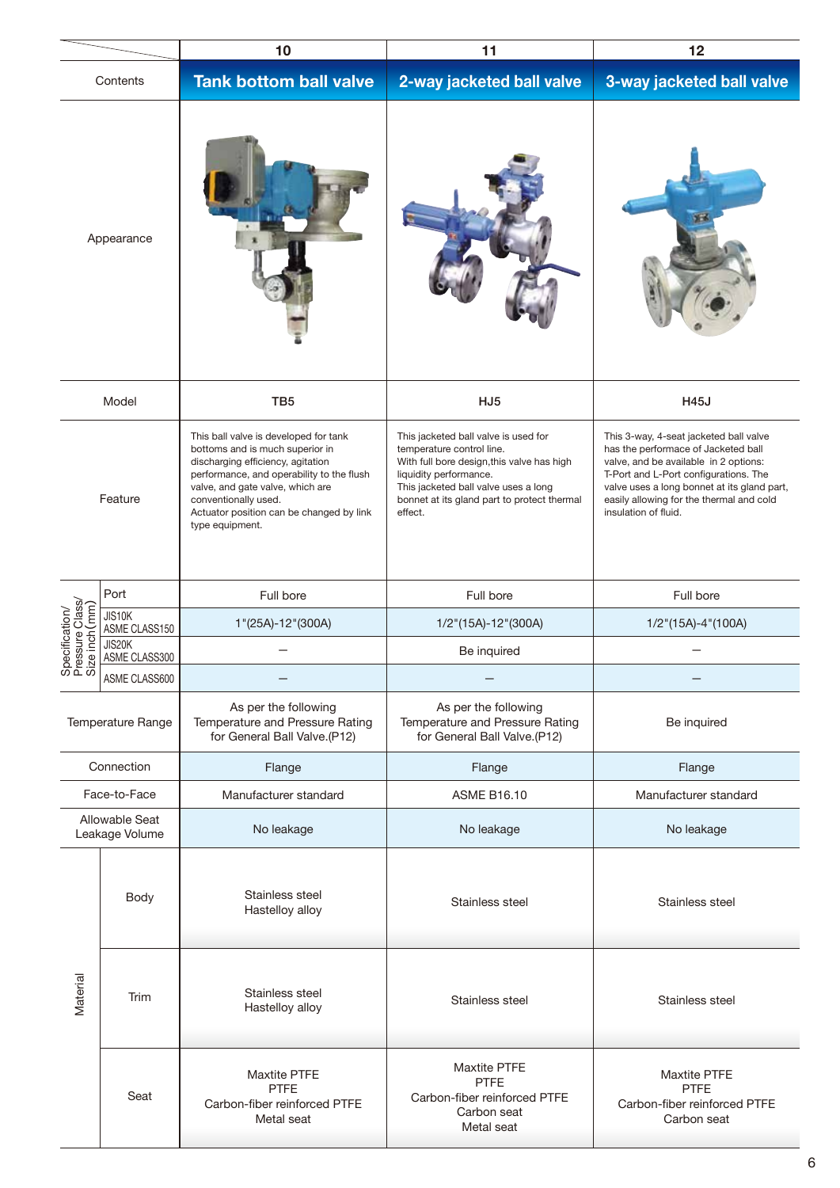| | | 10 | 11 | 12 |
|---|---|---|---|---|
| Contents | | **Tank bottom ball valve** | **2-way jacketed ball valve** | **3-way jacketed ball valve** |
| Appearance | | | | |
| Model | | TB5 | HJ5 | H45J |
| Feature | | This ball valve is developed for tank bottoms and is much superior in discharging efficiency, agitation performance, and operability to the flush valve, and gate valve, which are conventionally used. Actuator position can be changed by link type equipment. | This jacketed ball valve is used for temperature control line. With full bore design,this valve has high liquidity performance. This jacketed ball valve uses a long bonnet at its gland part to protect thermal effect. | This 3-way, 4-seat jacketed ball valve has the perfromace of Jacketed ball valve, and be available in 2 options: T-Port and L-Port configurations. The valve uses a long bonnet at its gland part, easily allowing for the thermal and cold insulation of fluid. |
| Specification/ Pressure Class/ Size inch (mm) | Port | Full bore | Full bore | Full bore |
| | JIS10K ASME CLASS150 | 1"(25A)-12"(300A) | 1/2"(15A)-12"(300A) | 1/2"(15A)-4"(100A) |
| | JIS20K ASME CLASS300 | – | Be inquired | – |
| | ASME CLASS600 | – | – | – |
| Temperature Range | | As per the following Temperature and Pressure Rating for General Ball Valve.(P12) | As per the following Temperature and Pressure Rating for General Ball Valve.(P12) | Be inquired |
| Connection | | Flange | Flange | Flange |
| Face-to-Face | | Manufacturer standard | ASME B16.10 | Manufacturer standard |
| Allowable Seat Leakage Volume | | No leakage | No leakage | No leakage |
| Material | Body | Stainless steel<br>Hastelloy alloy | Stainless steel | Stainless steel |
| | Trim | Stainless steel<br>Hastelloy alloy | Stainless steel | Stainless steel |
| | Seat | Maxtite PTFE<br>PTFE<br>Carbon-fiber reinforced PTFE<br>Metal seat | Maxtite PTFE<br>PTFE<br>Carbon-fiber reinforced PTFE<br>Carbon seat<br>Metal seat | Maxtite PTFE<br>PTFE<br>Carbon-fiber reinforced PTFE<br>Carbon seat |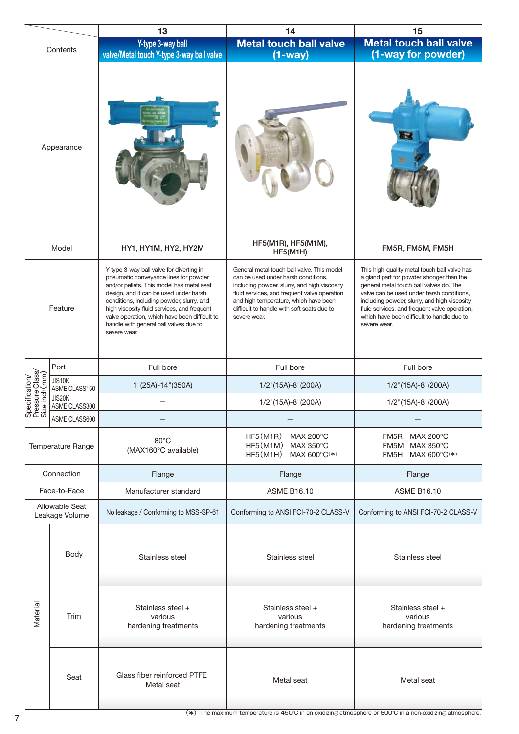| Contents | | 13<br>Y-type 3-way ball valve/Metal touch Y-type 3-way ball valve | 14<br>Metal touch ball valve (1-way) | 15<br>Metal touch ball valve (1-way for powder) |
|---|---|---|---|---|
| Appearance | | | | |
| Model | | HY1, HY1M, HY2, HY2M | HF5(M1R), HF5(M1M), HF5(M1H) | FM5R, FM5M, FM5H |
| Feature | | Y-type 3-way ball valve for diverting in pneumatic conveyance lines for powder and/or pellets. This model has metal seat design, and it can be used under harsh conditions, including powder, slurry, and high viscosity fluid services, and frequent valve operation, which have been difficult to handle with general ball valves due to severe wear. | General metal touch ball valve. This model can be used under harsh conditions, including powder, slurry, and high viscosity fluid services, and frequent valve operation and high temperature, which have been difficult to handle with soft seats due to severe wear. | This high-quality metal touch ball valve has a gland part for powder stronger than the general metal touch ball valves do. The valve can be used under harsh conditions, including powder, slurry, and high viscosity fluid services, and frequent valve operation, which have been difficult to handle due to severe wear. |
| Specification/ Pressure Class/ Size inch (mm) | Port | Full bore | Full bore | Full bore |
| | JIS10K ASME CLASS150 | 1"(25A)-14"(350A) | 1/2"(15A)-8"(200A) | 1/2"(15A)-8"(200A) |
| | JIS20K ASME CLASS300 | – | 1/2"(15A)-8"(200A) | 1/2"(15A)-8"(200A) |
| | ASME CLASS600 | – | – | – |
| Temperature Range | | 80°C (MAX160°C available) | HF5(M1R) MAX 200°C<br>HF5(M1M) MAX 350°C<br>HF5(M1H) MAX 600°C(*) | FM5R MAX 200°C<br>FM5M MAX 350°C<br>FM5H MAX 600°C(*) |
| Connection | | Flange | Flange | Flange |
| Face-to-Face | | Manufacturer standard | ASME B16.10 | ASME B16.10 |
| Allowable Seat Leakage Volume | | No leakage / Conforming to MSS-SP-61 | Conforming to ANSI FCI-70-2 CLASS-V | Conforming to ANSI FCI-70-2 CLASS-V |
| Material | Body | Stainless steel | Stainless steel | Stainless steel |
| | Trim | Stainless steel + various hardening treatments | Stainless steel + various hardening treatments | Stainless steel + various hardening treatments |
| | Seat | Glass fiber reinforced PTFE<br>Metal seat | Metal seat | Metal seat |

(*) The maximum temperature is 450°C in an oxidizing atmosphere or 600°C in a non-oxidizing atmosphere.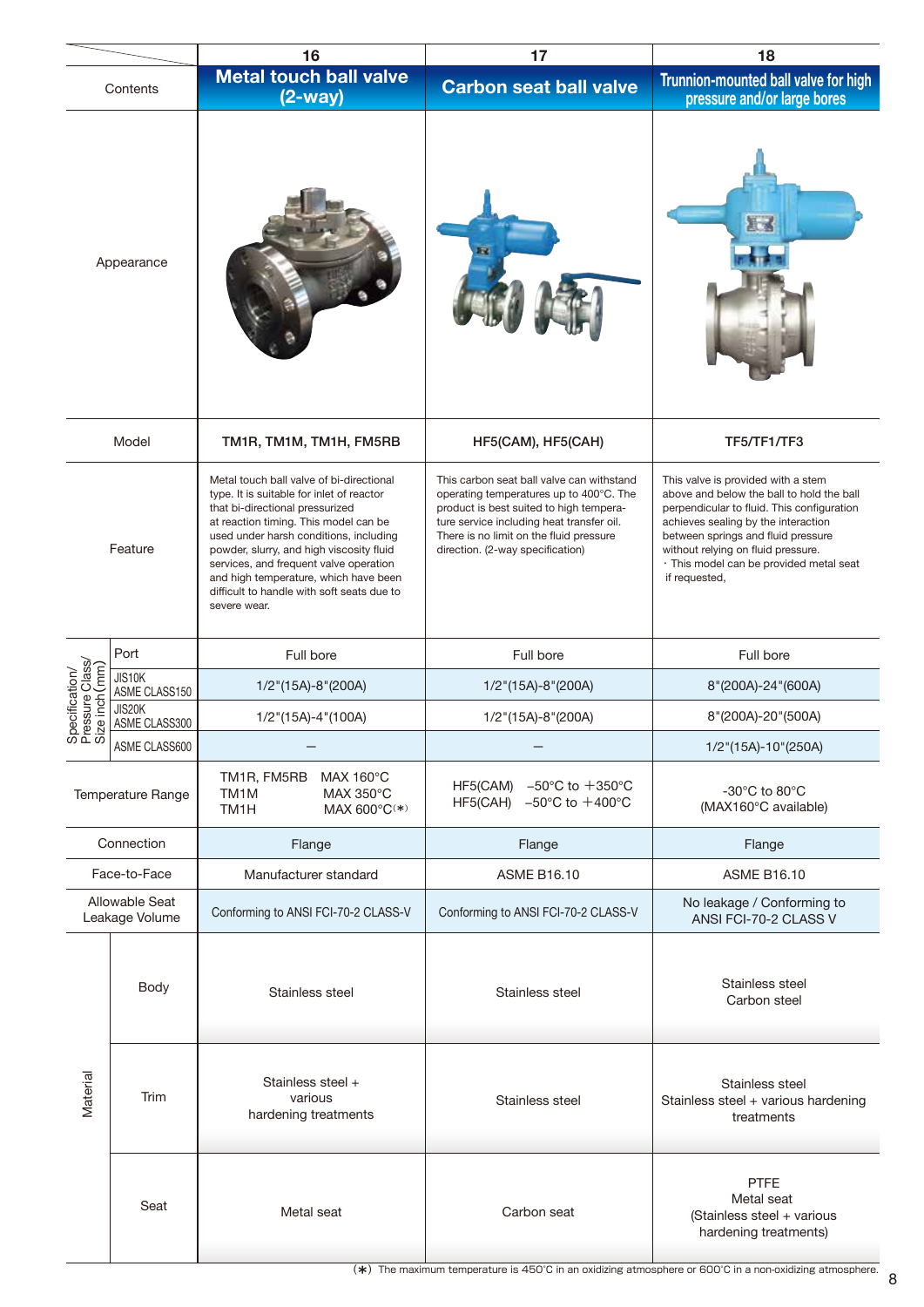| Contents | 16<br>**Metal touch ball valve (2-way)** | 17<br>**Carbon seat ball valve** | 18<br>**Trunnion-mounted ball valve for high pressure and/or large bores** |
|---|---|---|---|
| Appearance | | | |
| Model | **TM1R, TM1M, TM1H, FM5RB** | **HF5(CAM), HF5(CAH)** | **TF5/TF1/TF3** |
| Feature | Metal touch ball valve of bi-directional type. It is suitable for inlet of reactor that bi-directional pressurized at reaction timing. This model can be used under harsh conditions, including powder, slurry, and high viscosity fluid services, and frequent valve operation and high temperature, which have been difficult to handle with soft seats due to severe wear. | This carbon seat ball valve can withstand operating temperatures up to 400°C. The product is best suited to high temperature service including heat transfer oil. There is no limit on the fluid pressure direction. (2-way specification) | This valve is provided with a stem above and below the ball to hold the ball perpendicular to fluid. This configuration achieves sealing by the interaction between springs and fluid pressure without relying on fluid pressure.<br>・This model can be provided metal seat if requested, |
| Specification/ Pressure Class/ Size inch(mm) — Port | Full bore | Full bore | Full bore |
| Specification/ Pressure Class/ Size inch(mm) — JIS10K ASME CLASS150 | 1/2"(15A)-8"(200A) | 1/2"(15A)-8"(200A) | 8"(200A)-24"(600A) |
| Specification/ Pressure Class/ Size inch(mm) — JIS20K ASME CLASS300 | 1/2"(15A)-4"(100A) | 1/2"(15A)-8"(200A) | 8"(200A)-20"(500A) |
| Specification/ Pressure Class/ Size inch(mm) — ASME CLASS600 | – | – | 1/2"(15A)-10"(250A) |
| Temperature Range | TM1R, FM5RB MAX 160°C<br>TM1M MAX 350°C<br>TM1H MAX 600°C(*) | HF5(CAM) −50°C to +350°C<br>HF5(CAH) −50°C to +400°C | -30°C to 80°C<br>(MAX160°C available) |
| Connection | Flange | Flange | Flange |
| Face-to-Face | Manufacturer standard | ASME B16.10 | ASME B16.10 |
| Allowable Seat Leakage Volume | Conforming to ANSI FCI-70-2 CLASS-V | Conforming to ANSI FCI-70-2 CLASS-V | No leakage / Conforming to ANSI FCI-70-2 CLASS V |
| Material — Body | Stainless steel | Stainless steel | Stainless steel<br>Carbon steel |
| Material — Trim | Stainless steel + various hardening treatments | Stainless steel | Stainless steel<br>Stainless steel + various hardening treatments |
| Material — Seat | Metal seat | Carbon seat | PTFE<br>Metal seat<br>(Stainless steel + various hardening treatments) |

(*) The maximum temperature is 450°C in an oxidizing atmosphere or 600°C in a non-oxidizing atmosphere.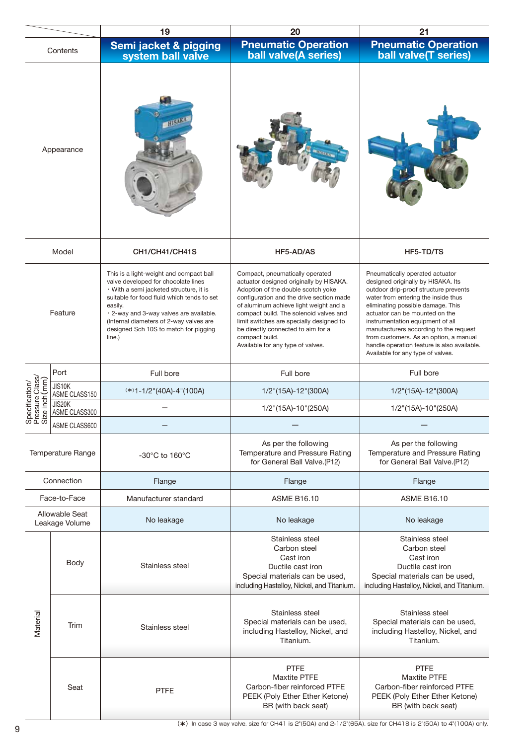| Contents | | 19 Semi jacket & pigging system ball valve | 20 Pneumatic Operation ball valve(A series) | 21 Pneumatic Operation ball valve(T series) |
|---|---|---|---|---|
| Appearance | | | | |
| Model | | CH1/CH41/CH41S | HF5-AD/AS | HF5-TD/TS |
| Feature | | This is a light-weight and compact ball valve developed for chocolate lines<br>・With a semi jacketed structure, it is suitable for food fluid which tends to set easily.<br>・2-way and 3-way valves are available. (Internal diameters of 2-way valves are designed Sch 10S to match for pigging line.) | Compact, pneumatically operated actuator designed originally by HISAKA. Adoption of the double scotch yoke configuration and the drive section made of aluminum achieve light weight and a compact build. The solenoid valves and limit switches are specially designed to be directly connected to aim for a compact build.<br>Available for any type of valves. | Pneumatically operated actuator designed originally by HISAKA. Its outdoor drip-proof structure prevents water from entering the inside thus eliminating possible damage. This actuator can be mounted on the instrumentation equipment of all manufacturers according to the request from customers. As an option, a manual handle operation feature is also available.<br>Available for any type of valves. |
| Specification/ Pressure Class/ Size inch(mm) | Port | Full bore | Full bore | Full bore |
| | JIS10K ASME CLASS150 | (*)1-1/2"(40A)-4"(100A) | 1/2"(15A)-12"(300A) | 1/2"(15A)-12"(300A) |
| | JIS20K ASME CLASS300 | – | 1/2"(15A)-10"(250A) | 1/2"(15A)-10"(250A) |
| | ASME CLASS600 | – | – | – |
| Temperature Range | | -30°C to 160°C | As per the following Temperature and Pressure Rating for General Ball Valve.(P12) | As per the following Temperature and Pressure Rating for General Ball Valve.(P12) |
| Connection | | Flange | Flange | Flange |
| Face-to-Face | | Manufacturer standard | ASME B16.10 | ASME B16.10 |
| Allowable Seat Leakage Volume | | No leakage | No leakage | No leakage |
| Material | Body | Stainless steel | Stainless steel<br>Carbon steel<br>Cast iron<br>Ductile cast iron<br>Special materials can be used, including Hastelloy, Nickel, and Titanium. | Stainless steel<br>Carbon steel<br>Cast iron<br>Ductile cast iron<br>Special materials can be used, including Hastelloy, Nickel, and Titanium. |
| | Trim | Stainless steel | Stainless steel<br>Special materials can be used, including Hastelloy, Nickel, and Titanium. | Stainless steel<br>Special materials can be used, including Hastelloy, Nickel, and Titanium. |
| | Seat | PTFE | PTFE<br>Maxtite PTFE<br>Carbon-fiber reinforced PTFE<br>PEEK (Poly Ether Ether Ketone)<br>BR (with back seat) | PTFE<br>Maxtite PTFE<br>Carbon-fiber reinforced PTFE<br>PEEK (Poly Ether Ether Ketone)<br>BR (with back seat) |

(*) In case 3 way valve, size for CH41 is 2"(50A) and 2-1/2"(65A), size for CH41S is 2"(50A) to 4"(100A) only.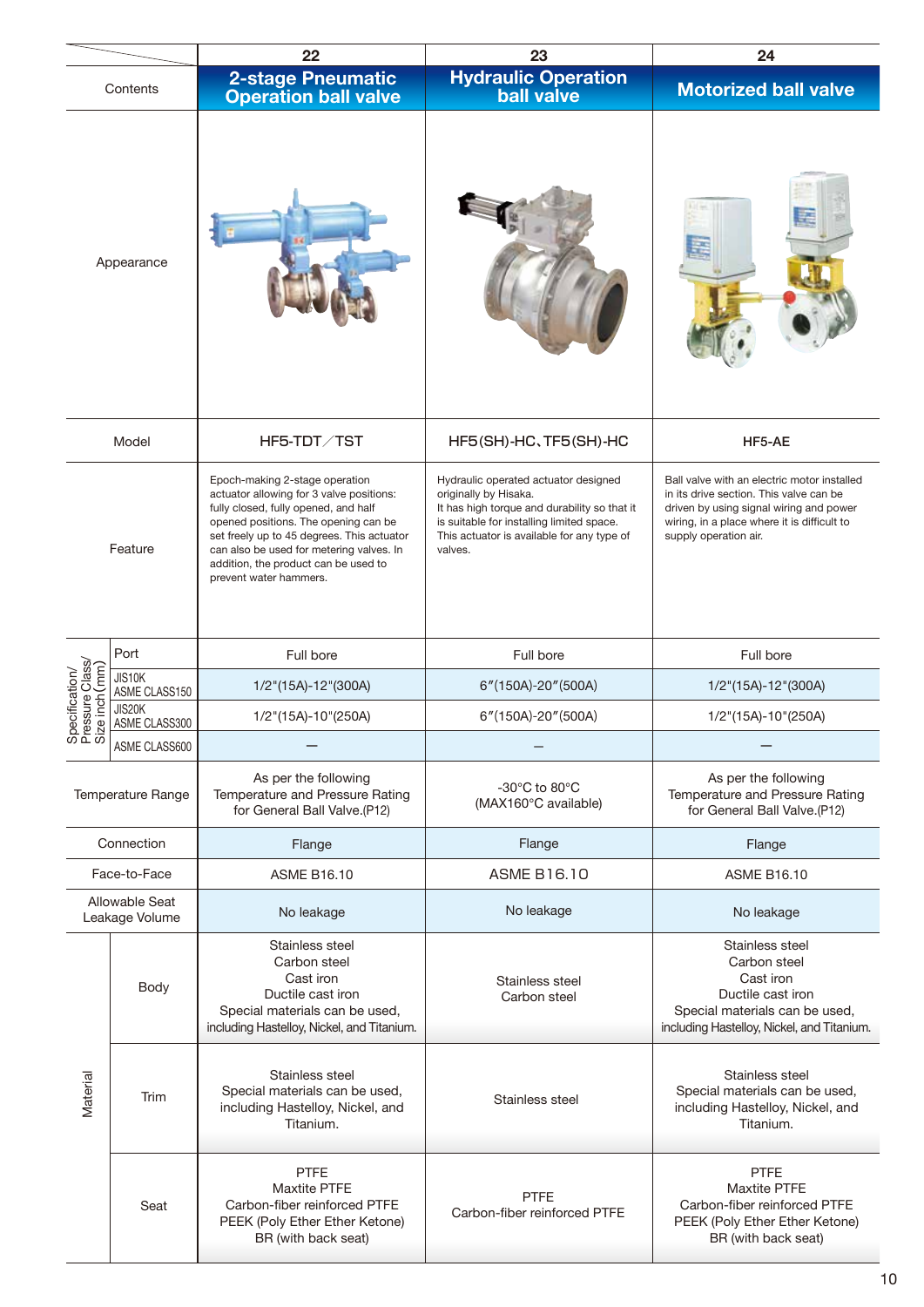| Contents | | 22<br>2-stage Pneumatic Operation ball valve | 23<br>Hydraulic Operation ball valve | 24<br>Motorized ball valve |
|---|---|---|---|---|
| Appearance | | | | |
| Model | | HF5-TDT／TST | HF5(SH)-HC、TF5(SH)-HC | HF5-AE |
| Feature | | Epoch-making 2-stage operation actuator allowing for 3 valve positions: fully closed, fully opened, and half opened positions. The opening can be set freely up to 45 degrees. This actuator can also be used for metering valves. In addition, the product can be used to prevent water hammers. | Hydraulic operated actuator designed originally by Hisaka.<br>It has high torque and durability so that it is suitable for installing limited space.<br>This actuator is available for any type of valves. | Ball valve with an electric motor installed in its drive section. This valve can be driven by using signal wiring and power wiring, in a place where it is difficult to supply operation air. |
| Specification/ Pressure Class/ Size inch(mm) | Port | Full bore | Full bore | Full bore |
| | JIS10K ASME CLASS150 | 1/2"(15A)-12"(300A) | 6"(150A)-20"(500A) | 1/2"(15A)-12"(300A) |
| | JIS20K ASME CLASS300 | 1/2"(15A)-10"(250A) | 6"(150A)-20"(500A) | 1/2"(15A)-10"(250A) |
| | ASME CLASS600 | — | — | — |
| Temperature Range | | As per the following Temperature and Pressure Rating for General Ball Valve.(P12) | -30°C to 80°C<br>(MAX160°C available) | As per the following Temperature and Pressure Rating for General Ball Valve.(P12) |
| Connection | | Flange | Flange | Flange |
| Face-to-Face | | ASME B16.10 | ASME B16.10 | ASME B16.10 |
| Allowable Seat Leakage Volume | | No leakage | No leakage | No leakage |
| Material | Body | Stainless steel<br>Carbon steel<br>Cast iron<br>Ductile cast iron<br>Special materials can be used, including Hastelloy, Nickel, and Titanium. | Stainless steel<br>Carbon steel | Stainless steel<br>Carbon steel<br>Cast iron<br>Ductile cast iron<br>Special materials can be used, including Hastelloy, Nickel, and Titanium. |
| | Trim | Stainless steel<br>Special materials can be used, including Hastelloy, Nickel, and Titanium. | Stainless steel | Stainless steel<br>Special materials can be used, including Hastelloy, Nickel, and Titanium. |
| | Seat | PTFE<br>Maxtite PTFE<br>Carbon-fiber reinforced PTFE<br>PEEK (Poly Ether Ether Ketone)<br>BR (with back seat) | PTFE<br>Carbon-fiber reinforced PTFE | PTFE<br>Maxtite PTFE<br>Carbon-fiber reinforced PTFE<br>PEEK (Poly Ether Ether Ketone)<br>BR (with back seat) |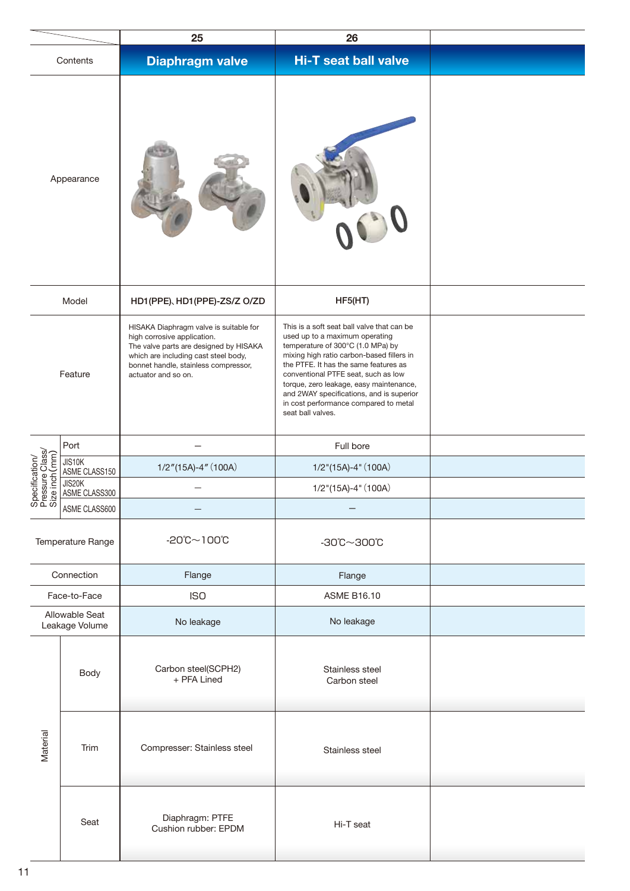| Contents | | 25 Diaphragm valve | 26 Hi-T seat ball valve | |
|---|---|---|---|---|
| Appearance | | | | |
| Model | | HD1(PPE)、HD1(PPE)-ZS/Z O/ZD | HF5(HT) | |
| Feature | | HISAKA Diaphragm valve is suitable for high corrosive application. The valve parts are designed by HISAKA which are including cast steel body, bonnet handle, stainless compressor, actuator and so on. | This is a soft seat ball valve that can be used up to a maximum operating temperature of 300°C (1.0 MPa) by mixing high ratio carbon-based fillers in the PTFE. It has the same features as conventional PTFE seat, such as low torque, zero leakage, easy maintenance, and 2WAY specifications, and is superior in cost performance compared to metal seat ball valves. | |
| Specification/ Pressure Class/ Size inch(mm) | Port | – | Full bore | |
| | JIS10K ASME CLASS150 | 1/2″(15A)-4″(100A) | 1/2"(15A)-4"(100A) | |
| | JIS20K ASME CLASS300 | – | 1/2"(15A)-4"(100A) | |
| | ASME CLASS600 | – | – | |
| Temperature Range | | -20℃~100℃ | -30℃~300℃ | |
| Connection | | Flange | Flange | |
| Face-to-Face | | ISO | ASME B16.10 | |
| Allowable Seat Leakage Volume | | No leakage | No leakage | |
| Material | Body | Carbon steel(SCPH2) + PFA Lined | Stainless steel Carbon steel | |
| | Trim | Compresser: Stainless steel | Stainless steel | |
| | Seat | Diaphragm: PTFE Cushion rubber: EPDM | Hi-T seat | |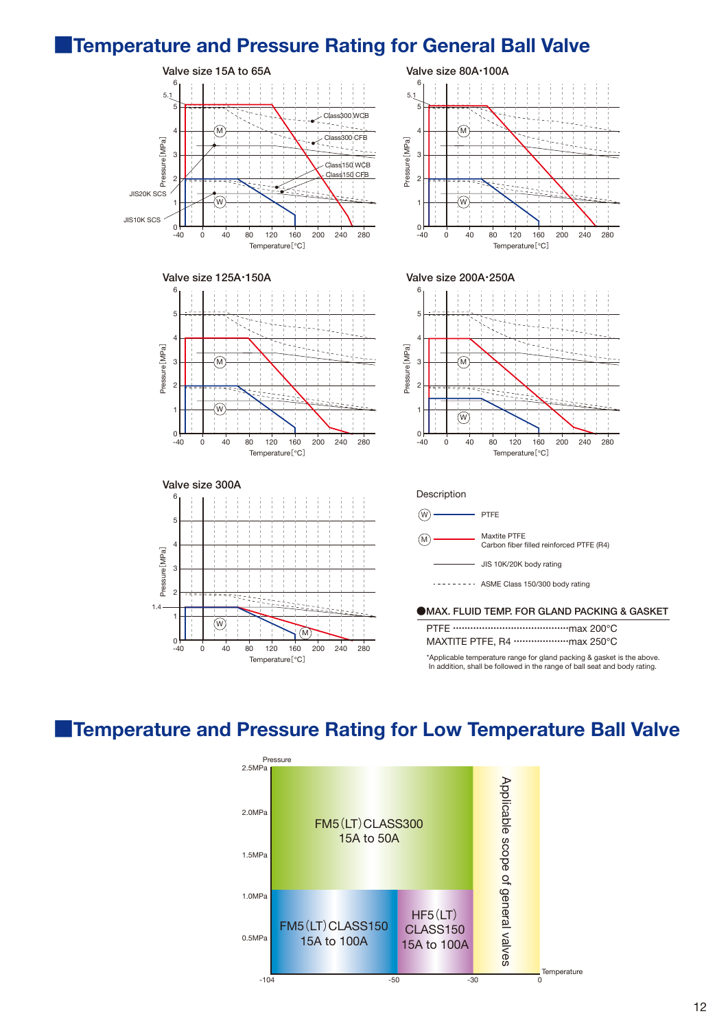# Temperature and Pressure Rating for General Ball Valve

Valve size 15A to 65A

Valve size 80A･100A

Valve size 125A･150A

Valve size 200A･250A

Valve size 300A

Description

- Ⓦ PTFE
- Ⓜ Maxtite PTFE
  Carbon fiber filled reinforced PTFE (R4)
- JIS 10K/20K body rating
- ASME Class 150/300 body rating

**●MAX. FLUID TEMP. FOR GLAND PACKING & GASKET**

| | |
|---|---|
| PTFE | max 200°C |
| MAXTITE PTFE, R4 | max 250°C |

*Applicable temperature range for gland packing & gasket is the above.
In addition, shall be followed in the range of ball seat and body rating.

# Temperature and Pressure Rating for Low Temperature Ball Valve

- FM5 (LT) CLASS300 15A to 50A
- FM5 (LT) CLASS150 15A to 100A
- HF5 (LT) CLASS150 15A to 100A
- Applicable scope of general valves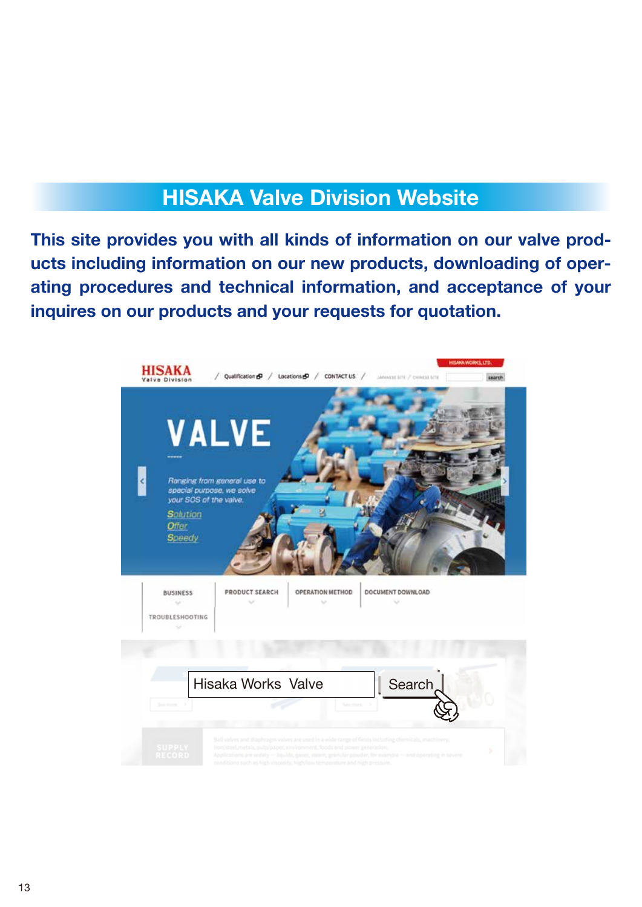## HISAKA Valve Division Website

**This site provides you with all kinds of information on our valve products including information on our new products, downloading of operating procedures and technical information, and acceptance of your inquires on our products and your requests for quotation.**

Hisaka Works Valve | Search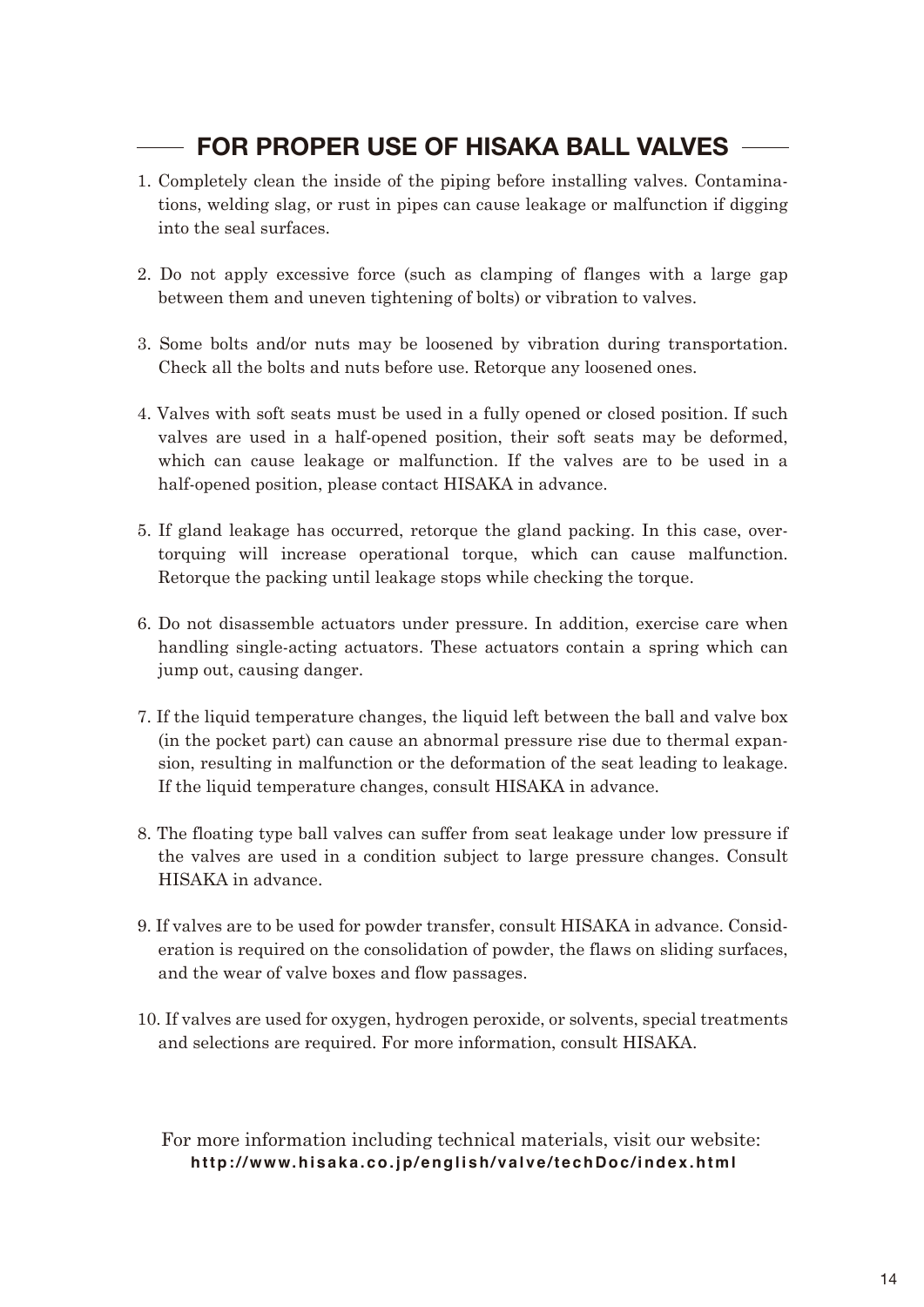## FOR PROPER USE OF HISAKA BALL VALVES

1. Completely clean the inside of the piping before installing valves. Contaminations, welding slag, or rust in pipes can cause leakage or malfunction if digging into the seal surfaces.

2. Do not apply excessive force (such as clamping of flanges with a large gap between them and uneven tightening of bolts) or vibration to valves.

3. Some bolts and/or nuts may be loosened by vibration during transportation. Check all the bolts and nuts before use. Retorque any loosened ones.

4. Valves with soft seats must be used in a fully opened or closed position. If such valves are used in a half-opened position, their soft seats may be deformed, which can cause leakage or malfunction. If the valves are to be used in a half-opened position, please contact HISAKA in advance.

5. If gland leakage has occurred, retorque the gland packing. In this case, over-torquing will increase operational torque, which can cause malfunction. Retorque the packing until leakage stops while checking the torque.

6. Do not disassemble actuators under pressure. In addition, exercise care when handling single-acting actuators. These actuators contain a spring which can jump out, causing danger.

7. If the liquid temperature changes, the liquid left between the ball and valve box (in the pocket part) can cause an abnormal pressure rise due to thermal expansion, resulting in malfunction or the deformation of the seat leading to leakage. If the liquid temperature changes, consult HISAKA in advance.

8. The floating type ball valves can suffer from seat leakage under low pressure if the valves are used in a condition subject to large pressure changes. Consult HISAKA in advance.

9. If valves are to be used for powder transfer, consult HISAKA in advance. Consideration is required on the consolidation of powder, the flaws on sliding surfaces, and the wear of valve boxes and flow passages.

10. If valves are used for oxygen, hydrogen peroxide, or solvents, special treatments and selections are required. For more information, consult HISAKA.

For more information including technical materials, visit our website:
**http://www.hisaka.co.jp/english/valve/techDoc/index.html**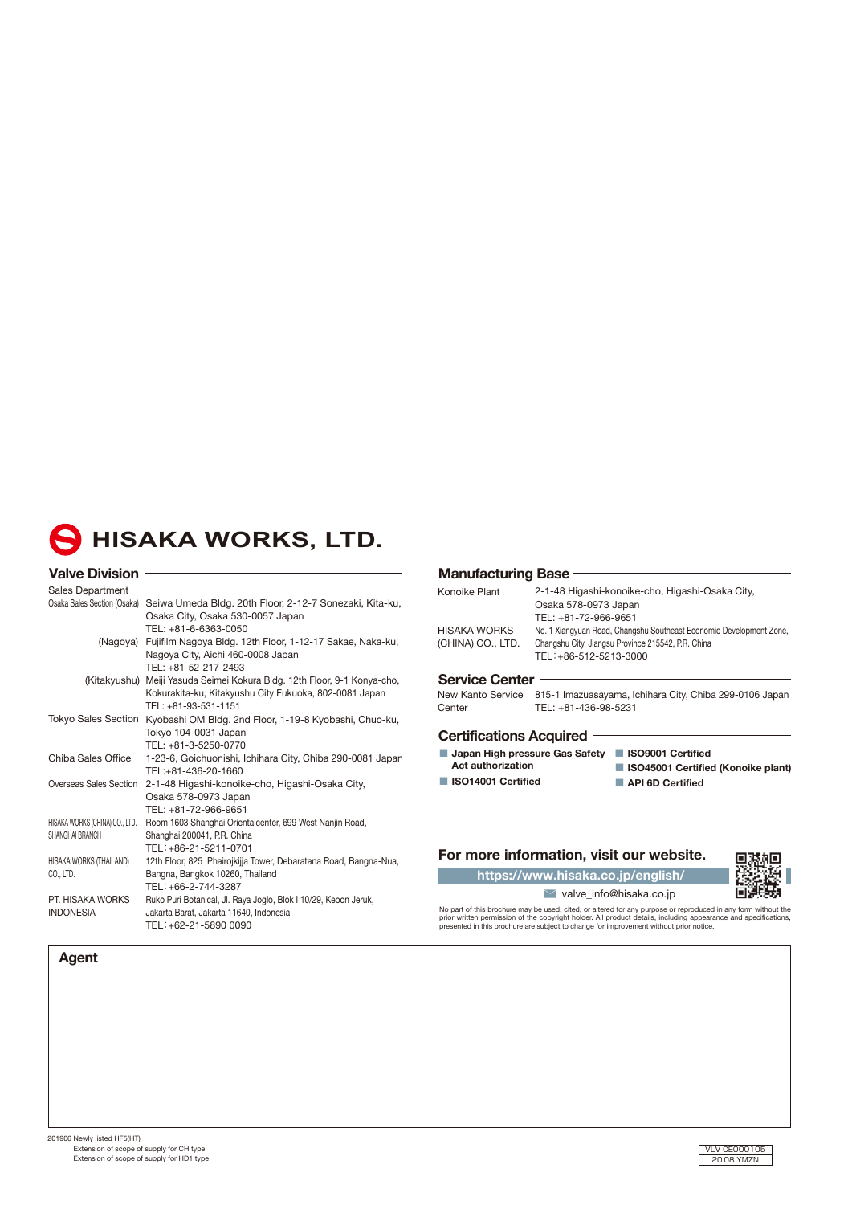# HISAKA WORKS, LTD.

## Valve Division

| | |
|---|---|
| Sales Department | |
| Osaka Sales Section (Osaka) | Seiwa Umeda Bldg. 20th Floor, 2-12-7 Sonezaki, Kita-ku, Osaka City, Osaka 530-0057 Japan<br>TEL: +81-6-6363-0050 |
| (Nagoya) | Fujifilm Nagoya Bldg. 12th Floor, 1-12-17 Sakae, Naka-ku, Nagoya City, Aichi 460-0008 Japan<br>TEL: +81-52-217-2493 |
| (Kitakyushu) | Meiji Yasuda Seimei Kokura Bldg. 12th Floor, 9-1 Konya-cho, Kokurakita-ku, Kitakyushu City Fukuoka, 802-0081 Japan<br>TEL: +81-93-531-1151 |
| Tokyo Sales Section | Kyobashi OM Bldg. 2nd Floor, 1-19-8 Kyobashi, Chuo-ku, Tokyo 104-0031 Japan<br>TEL: +81-3-5250-0770 |
| Chiba Sales Office | 1-23-6, Goichuonishi, Ichihara City, Chiba 290-0081 Japan<br>TEL:+81-436-20-1660 |
| Overseas Sales Section | 2-1-48 Higashi-konoike-cho, Higashi-Osaka City, Osaka 578-0973 Japan<br>TEL: +81-72-966-9651 |
| HISAKA WORKS (CHINA) CO., LTD. SHANGHAI BRANCH | Room 1603 Shanghai Orientalcenter, 699 West Nanjin Road, Shanghai 200041, P.R. China<br>TEL：+86-21-5211-0701 |
| HISAKA WORKS (THAILAND) CO., LTD. | 12th Floor, 825 Phairojkijja Tower, Debaratana Road, Bangna-Nua, Bangna, Bangkok 10260, Thailand<br>TEL：+66-2-744-3287 |
| PT. HISAKA WORKS INDONESIA | Ruko Puri Botanical, Jl. Raya Joglo, Blok I 10/29, Kebon Jeruk, Jakarta Barat, Jakarta 11640, Indonesia<br>TEL：+62-21-5890 0090 |

## Manufacturing Base

| | |
|---|---|
| Konoike Plant | 2-1-48 Higashi-konoike-cho, Higashi-Osaka City, Osaka 578-0973 Japan<br>TEL: +81-72-966-9651 |
| HISAKA WORKS (CHINA) CO., LTD. | No. 1 Xiangyuan Road, Changshu Southeast Economic Development Zone, Changshu City, Jiangsu Province 215542, P.R. China<br>TEL：+86-512-5213-3000 |

## Service Center

| | |
|---|---|
| New Kanto Service Center | 815-1 Imazuasayama, Ichihara City, Chiba 299-0106 Japan<br>TEL: +81-436-98-5231 |

## Certifications Acquired

- **Japan High pressure Gas Safety Act authorization**
- **ISO14001 Certified**
- **ISO9001 Certified**
- **ISO45001 Certified (Konoike plant)**
- **API 6D Certified**

## For more information, visit our website.

**https://www.hisaka.co.jp/english/**

valve_info@hisaka.co.jp

No part of this brochure may be used, cited, or altered for any purpose or reproduced in any form without the prior written permission of the copyright holder. All product details, including appearance and specifications, presented in this brochure are subject to change for improvement without prior notice.

## Agent

201906 Newly listed HF5(HT)
Extension of scope of supply for CH type
Extension of scope of supply for HD1 type

VLV-CE000105
20.08 YMZN